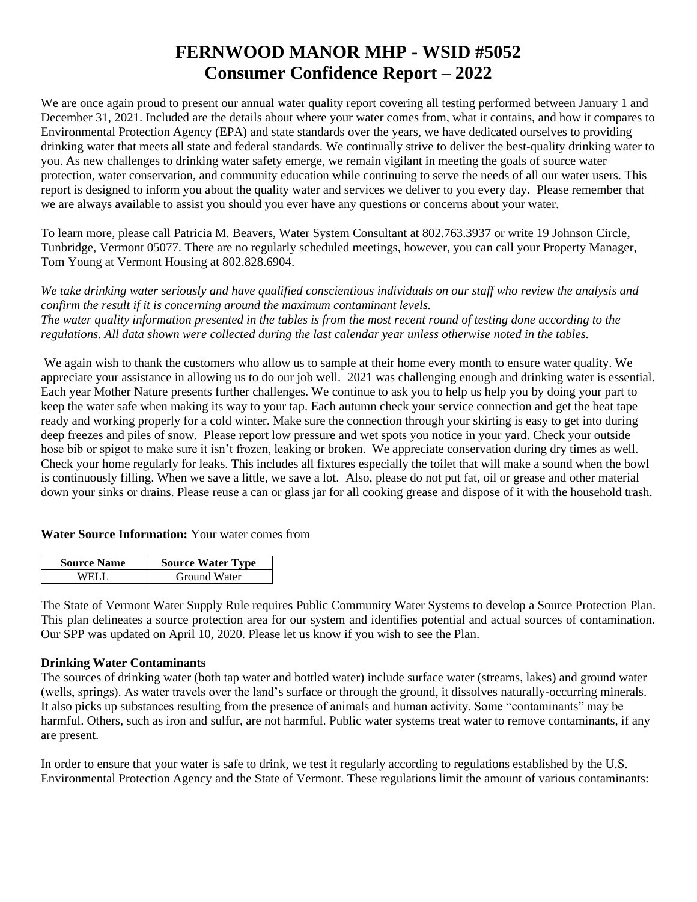# FERNWOOD MANOR MHP - WSID #5052
# Consumer Confidence Report – 2022

We are once again proud to present our annual water quality report covering all testing performed between January 1 and December 31, 2021. Included are the details about where your water comes from, what it contains, and how it compares to Environmental Protection Agency (EPA) and state standards over the years, we have dedicated ourselves to providing drinking water that meets all state and federal standards. We continually strive to deliver the best-quality drinking water to you. As new challenges to drinking water safety emerge, we remain vigilant in meeting the goals of source water protection, water conservation, and community education while continuing to serve the needs of all our water users. This report is designed to inform you about the quality water and services we deliver to you every day. Please remember that we are always available to assist you should you ever have any questions or concerns about your water.

To learn more, please call Patricia M. Beavers, Water System Consultant at 802.763.3937 or write 19 Johnson Circle, Tunbridge, Vermont 05077. There are no regularly scheduled meetings, however, you can call your Property Manager, Tom Young at Vermont Housing at 802.828.6904.

*We take drinking water seriously and have qualified conscientious individuals on our staff who review the analysis and confirm the result if it is concerning around the maximum contaminant levels.*
*The water quality information presented in the tables is from the most recent round of testing done according to the regulations. All data shown were collected during the last calendar year unless otherwise noted in the tables.*

We again wish to thank the customers who allow us to sample at their home every month to ensure water quality. We appreciate your assistance in allowing us to do our job well. 2021 was challenging enough and drinking water is essential. Each year Mother Nature presents further challenges. We continue to ask you to help us help you by doing your part to keep the water safe when making its way to your tap. Each autumn check your service connection and get the heat tape ready and working properly for a cold winter. Make sure the connection through your skirting is easy to get into during deep freezes and piles of snow. Please report low pressure and wet spots you notice in your yard. Check your outside hose bib or spigot to make sure it isn't frozen, leaking or broken. We appreciate conservation during dry times as well. Check your home regularly for leaks. This includes all fixtures especially the toilet that will make a sound when the bowl is continuously filling. When we save a little, we save a lot. Also, please do not put fat, oil or grease and other material down your sinks or drains. Please reuse a can or glass jar for all cooking grease and dispose of it with the household trash.

**Water Source Information:** Your water comes from

| Source Name | Source Water Type |
|---|---|
| WELL | Ground Water |

The State of Vermont Water Supply Rule requires Public Community Water Systems to develop a Source Protection Plan. This plan delineates a source protection area for our system and identifies potential and actual sources of contamination. Our SPP was updated on April 10, 2020. Please let us know if you wish to see the Plan.

**Drinking Water Contaminants**

The sources of drinking water (both tap water and bottled water) include surface water (streams, lakes) and ground water (wells, springs). As water travels over the land's surface or through the ground, it dissolves naturally-occurring minerals. It also picks up substances resulting from the presence of animals and human activity. Some "contaminants" may be harmful. Others, such as iron and sulfur, are not harmful. Public water systems treat water to remove contaminants, if any are present.

In order to ensure that your water is safe to drink, we test it regularly according to regulations established by the U.S. Environmental Protection Agency and the State of Vermont. These regulations limit the amount of various contaminants: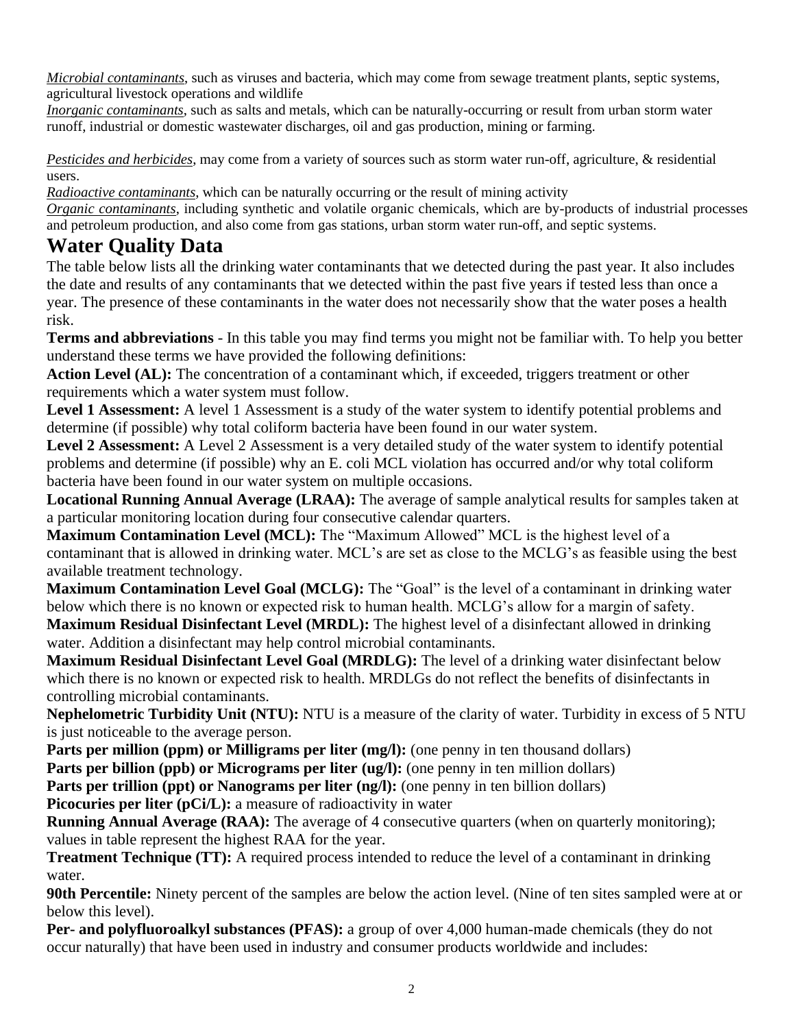*Microbial contaminants*, such as viruses and bacteria, which may come from sewage treatment plants, septic systems, agricultural livestock operations and wildlife

*Inorganic contaminants*, such as salts and metals, which can be naturally-occurring or result from urban storm water runoff, industrial or domestic wastewater discharges, oil and gas production, mining or farming.

*Pesticides and herbicides*, may come from a variety of sources such as storm water run-off, agriculture, & residential users.

*Radioactive contaminants*, which can be naturally occurring or the result of mining activity

*Organic contaminants*, including synthetic and volatile organic chemicals, which are by-products of industrial processes and petroleum production, and also come from gas stations, urban storm water run-off, and septic systems.

# Water Quality Data

The table below lists all the drinking water contaminants that we detected during the past year. It also includes the date and results of any contaminants that we detected within the past five years if tested less than once a year. The presence of these contaminants in the water does not necessarily show that the water poses a health risk.

**Terms and abbreviations** - In this table you may find terms you might not be familiar with. To help you better understand these terms we have provided the following definitions:

**Action Level (AL):** The concentration of a contaminant which, if exceeded, triggers treatment or other requirements which a water system must follow.

**Level 1 Assessment:** A level 1 Assessment is a study of the water system to identify potential problems and determine (if possible) why total coliform bacteria have been found in our water system.

**Level 2 Assessment:** A Level 2 Assessment is a very detailed study of the water system to identify potential problems and determine (if possible) why an E. coli MCL violation has occurred and/or why total coliform bacteria have been found in our water system on multiple occasions.

**Locational Running Annual Average (LRAA):** The average of sample analytical results for samples taken at a particular monitoring location during four consecutive calendar quarters.

**Maximum Contamination Level (MCL):** The "Maximum Allowed" MCL is the highest level of a contaminant that is allowed in drinking water. MCL's are set as close to the MCLG's as feasible using the best available treatment technology.

**Maximum Contamination Level Goal (MCLG):** The "Goal" is the level of a contaminant in drinking water below which there is no known or expected risk to human health. MCLG's allow for a margin of safety.

**Maximum Residual Disinfectant Level (MRDL):** The highest level of a disinfectant allowed in drinking water. Addition a disinfectant may help control microbial contaminants.

**Maximum Residual Disinfectant Level Goal (MRDLG):** The level of a drinking water disinfectant below which there is no known or expected risk to health. MRDLGs do not reflect the benefits of disinfectants in controlling microbial contaminants.

**Nephelometric Turbidity Unit (NTU):** NTU is a measure of the clarity of water. Turbidity in excess of 5 NTU is just noticeable to the average person.

**Parts per million (ppm) or Milligrams per liter (mg/l):** (one penny in ten thousand dollars)

**Parts per billion (ppb) or Micrograms per liter (ug/l):** (one penny in ten million dollars)

**Parts per trillion (ppt) or Nanograms per liter (ng/l):** (one penny in ten billion dollars)

**Picocuries per liter (pCi/L):** a measure of radioactivity in water

**Running Annual Average (RAA):** The average of 4 consecutive quarters (when on quarterly monitoring); values in table represent the highest RAA for the year.

**Treatment Technique (TT):** A required process intended to reduce the level of a contaminant in drinking water.

**90th Percentile:** Ninety percent of the samples are below the action level. (Nine of ten sites sampled were at or below this level).

**Per- and polyfluoroalkyl substances (PFAS):** a group of over 4,000 human-made chemicals (they do not occur naturally) that have been used in industry and consumer products worldwide and includes: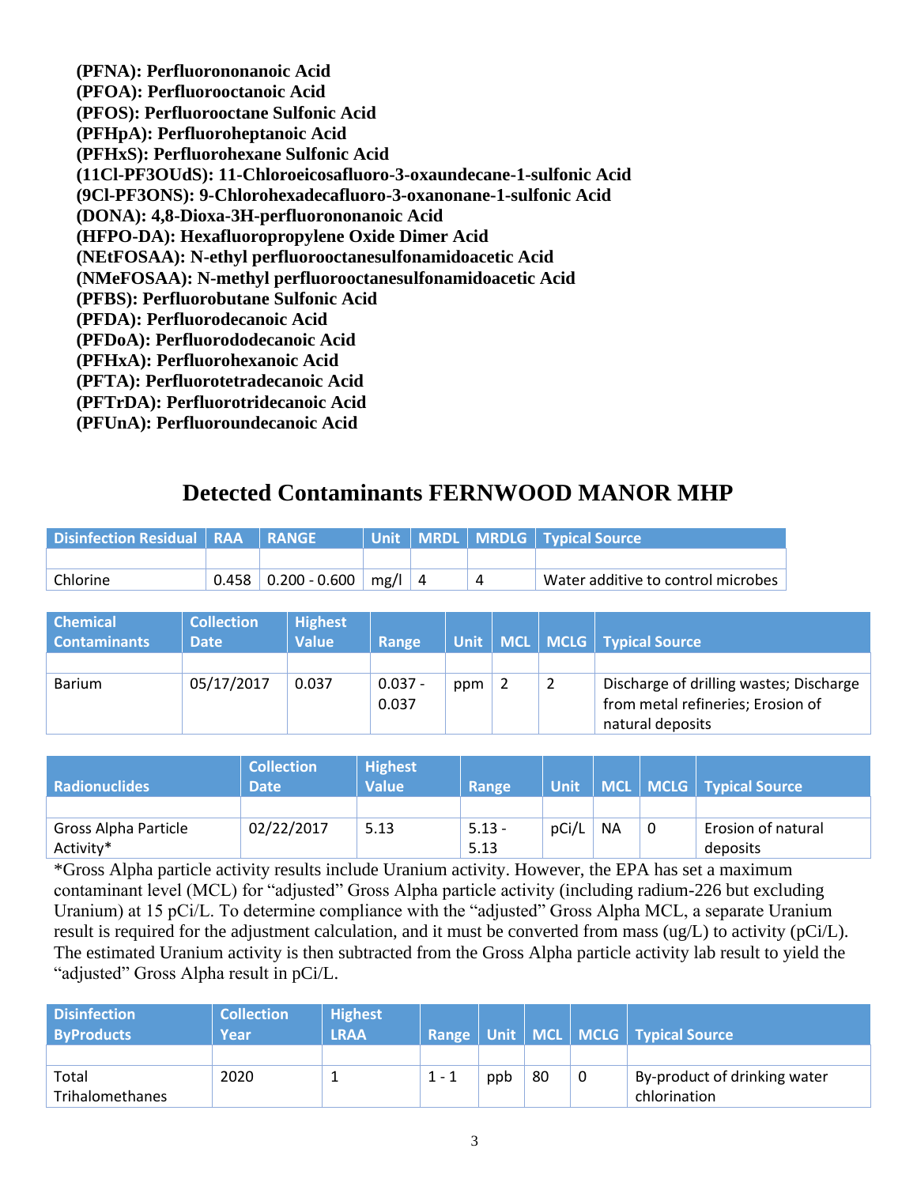**(PFNA): Perfluorononanoic Acid**
**(PFOA): Perfluorooctanoic Acid**
**(PFOS): Perfluorooctane Sulfonic Acid**
**(PFHpA): Perfluoroheptanoic Acid**
**(PFHxS): Perfluorohexane Sulfonic Acid**
**(11Cl-PF3OUdS): 11-Chloroeicosafluoro-3-oxaundecane-1-sulfonic Acid**
**(9Cl-PF3ONS): 9-Chlorohexadecafluoro-3-oxanonane-1-sulfonic Acid**
**(DONA): 4,8-Dioxa-3H-perfluorononanoic Acid**
**(HFPO-DA): Hexafluoropropylene Oxide Dimer Acid**
**(NEtFOSAA): N-ethyl perfluorooctanesulfonamidoacetic Acid**
**(NMeFOSAA): N-methyl perfluorooctanesulfonamidoacetic Acid**
**(PFBS): Perfluorobutane Sulfonic Acid**
**(PFDA): Perfluorodecanoic Acid**
**(PFDoA): Perfluorododecanoic Acid**
**(PFHxA): Perfluorohexanoic Acid**
**(PFTA): Perfluorotetradecanoic Acid**
**(PFTrDA): Perfluorotridecanoic Acid**
**(PFUnA): Perfluoroundecanoic Acid**

## Detected Contaminants FERNWOOD MANOR MHP

| Disinfection Residual | RAA | RANGE | Unit | MRDL | MRDLG | Typical Source |
|---|---|---|---|---|---|---|
| | | | | | | |
| Chlorine | 0.458 | 0.200 - 0.600 | mg/l | 4 | 4 | Water additive to control microbes |

| Chemical Contaminants | Collection Date | Highest Value | Range | Unit | MCL | MCLG | Typical Source |
|---|---|---|---|---|---|---|---|
| | | | | | | | |
| Barium | 05/17/2017 | 0.037 | 0.037 - 0.037 | ppm | 2 | 2 | Discharge of drilling wastes; Discharge from metal refineries; Erosion of natural deposits |

| Radionuclides | Collection Date | Highest Value | Range | Unit | MCL | MCLG | Typical Source |
|---|---|---|---|---|---|---|---|
| | | | | | | | |
| Gross Alpha Particle Activity* | 02/22/2017 | 5.13 | 5.13 - 5.13 | pCi/L | NA | 0 | Erosion of natural deposits |

*Gross Alpha particle activity results include Uranium activity. However, the EPA has set a maximum contaminant level (MCL) for "adjusted" Gross Alpha particle activity (including radium-226 but excluding Uranium) at 15 pCi/L. To determine compliance with the "adjusted" Gross Alpha MCL, a separate Uranium result is required for the adjustment calculation, and it must be converted from mass (ug/L) to activity (pCi/L). The estimated Uranium activity is then subtracted from the Gross Alpha particle activity lab result to yield the "adjusted" Gross Alpha result in pCi/L.

| Disinfection ByProducts | Collection Year | Highest LRAA | Range | Unit | MCL | MCLG | Typical Source |
|---|---|---|---|---|---|---|---|
| | | | | | | | |
| Total Trihalomethanes | 2020 | 1 | 1 - 1 | ppb | 80 | 0 | By-product of drinking water chlorination |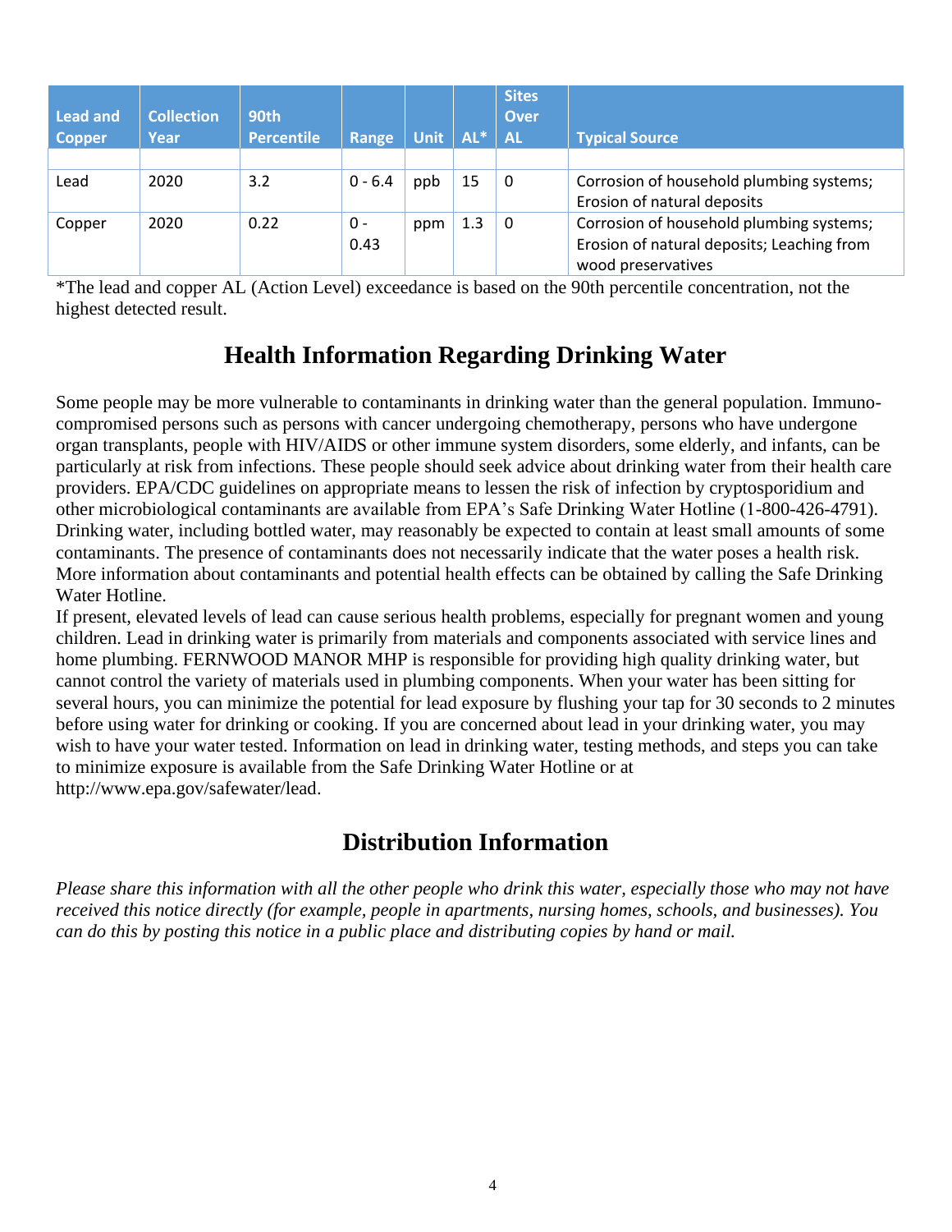| Lead and Copper | Collection Year | 90th Percentile | Range | Unit | AL* | Sites Over AL | Typical Source |
|---|---|---|---|---|---|---|---|
| | | | | | | | |
| Lead | 2020 | 3.2 | 0 - 6.4 | ppb | 15 | 0 | Corrosion of household plumbing systems; Erosion of natural deposits |
| Copper | 2020 | 0.22 | 0 - 0.43 | ppm | 1.3 | 0 | Corrosion of household plumbing systems; Erosion of natural deposits; Leaching from wood preservatives |

*The lead and copper AL (Action Level) exceedance is based on the 90th percentile concentration, not the highest detected result.

## Health Information Regarding Drinking Water

Some people may be more vulnerable to contaminants in drinking water than the general population. Immuno-compromised persons such as persons with cancer undergoing chemotherapy, persons who have undergone organ transplants, people with HIV/AIDS or other immune system disorders, some elderly, and infants, can be particularly at risk from infections. These people should seek advice about drinking water from their health care providers. EPA/CDC guidelines on appropriate means to lessen the risk of infection by cryptosporidium and other microbiological contaminants are available from EPA's Safe Drinking Water Hotline (1-800-426-4791). Drinking water, including bottled water, may reasonably be expected to contain at least small amounts of some contaminants. The presence of contaminants does not necessarily indicate that the water poses a health risk. More information about contaminants and potential health effects can be obtained by calling the Safe Drinking Water Hotline.

If present, elevated levels of lead can cause serious health problems, especially for pregnant women and young children. Lead in drinking water is primarily from materials and components associated with service lines and home plumbing. FERNWOOD MANOR MHP is responsible for providing high quality drinking water, but cannot control the variety of materials used in plumbing components. When your water has been sitting for several hours, you can minimize the potential for lead exposure by flushing your tap for 30 seconds to 2 minutes before using water for drinking or cooking. If you are concerned about lead in your drinking water, you may wish to have your water tested. Information on lead in drinking water, testing methods, and steps you can take to minimize exposure is available from the Safe Drinking Water Hotline or at http://www.epa.gov/safewater/lead.

## Distribution Information

*Please share this information with all the other people who drink this water, especially those who may not have received this notice directly (for example, people in apartments, nursing homes, schools, and businesses). You can do this by posting this notice in a public place and distributing copies by hand or mail.*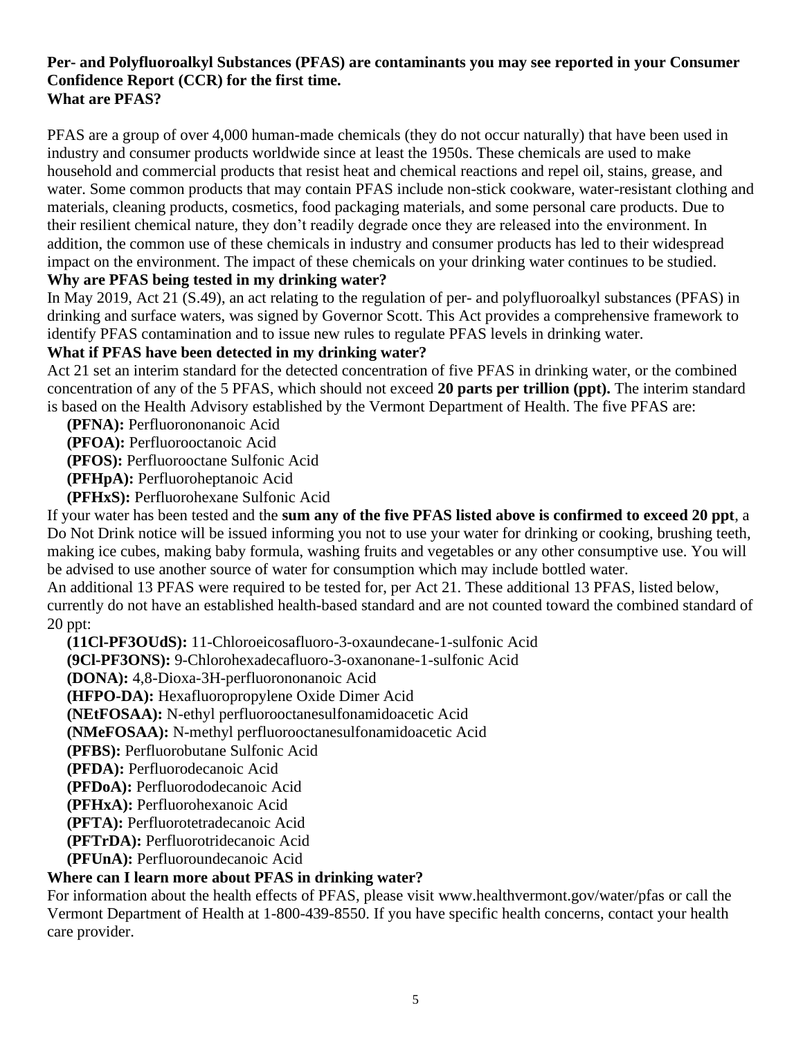**Per- and Polyfluoroalkyl Substances (PFAS) are contaminants you may see reported in your Consumer Confidence Report (CCR) for the first time.**

**What are PFAS?**

PFAS are a group of over 4,000 human-made chemicals (they do not occur naturally) that have been used in industry and consumer products worldwide since at least the 1950s. These chemicals are used to make household and commercial products that resist heat and chemical reactions and repel oil, stains, grease, and water. Some common products that may contain PFAS include non-stick cookware, water-resistant clothing and materials, cleaning products, cosmetics, food packaging materials, and some personal care products. Due to their resilient chemical nature, they don't readily degrade once they are released into the environment. In addition, the common use of these chemicals in industry and consumer products has led to their widespread impact on the environment. The impact of these chemicals on your drinking water continues to be studied.

**Why are PFAS being tested in my drinking water?**

In May 2019, Act 21 (S.49), an act relating to the regulation of per- and polyfluoroalkyl substances (PFAS) in drinking and surface waters, was signed by Governor Scott. This Act provides a comprehensive framework to identify PFAS contamination and to issue new rules to regulate PFAS levels in drinking water.

**What if PFAS have been detected in my drinking water?**

Act 21 set an interim standard for the detected concentration of five PFAS in drinking water, or the combined concentration of any of the 5 PFAS, which should not exceed **20 parts per trillion (ppt).** The interim standard is based on the Health Advisory established by the Vermont Department of Health. The five PFAS are:

- **(PFNA):** Perfluorononanoic Acid
- **(PFOA):** Perfluorooctanoic Acid
- **(PFOS):** Perfluorooctane Sulfonic Acid
- **(PFHpA):** Perfluoroheptanoic Acid
- **(PFHxS):** Perfluorohexane Sulfonic Acid

If your water has been tested and the **sum any of the five PFAS listed above is confirmed to exceed 20 ppt**, a Do Not Drink notice will be issued informing you not to use your water for drinking or cooking, brushing teeth, making ice cubes, making baby formula, washing fruits and vegetables or any other consumptive use. You will be advised to use another source of water for consumption which may include bottled water.

An additional 13 PFAS were required to be tested for, per Act 21. These additional 13 PFAS, listed below, currently do not have an established health-based standard and are not counted toward the combined standard of 20 ppt:

- **(11Cl-PF3OUdS):** 11-Chloroeicosafluoro-3-oxaundecane-1-sulfonic Acid
- **(9Cl-PF3ONS):** 9-Chlorohexadecafluoro-3-oxanonane-1-sulfonic Acid
- **(DONA):** 4,8-Dioxa-3H-perfluorononanoic Acid
- **(HFPO-DA):** Hexafluoropropylene Oxide Dimer Acid
- **(NEtFOSAA):** N-ethyl perfluorooctanesulfonamidoacetic Acid
- **(NMeFOSAA):** N-methyl perfluorooctanesulfonamidoacetic Acid
- **(PFBS):** Perfluorobutane Sulfonic Acid
- **(PFDA):** Perfluorodecanoic Acid
- **(PFDoA):** Perfluorododecanoic Acid
- **(PFHxA):** Perfluorohexanoic Acid
- **(PFTA):** Perfluorotetradecanoic Acid
- **(PFTrDA):** Perfluorotridecanoic Acid
- **(PFUnA):** Perfluoroundecanoic Acid

**Where can I learn more about PFAS in drinking water?**

For information about the health effects of PFAS, please visit www.healthvermont.gov/water/pfas or call the Vermont Department of Health at 1-800-439-8550. If you have specific health concerns, contact your health care provider.